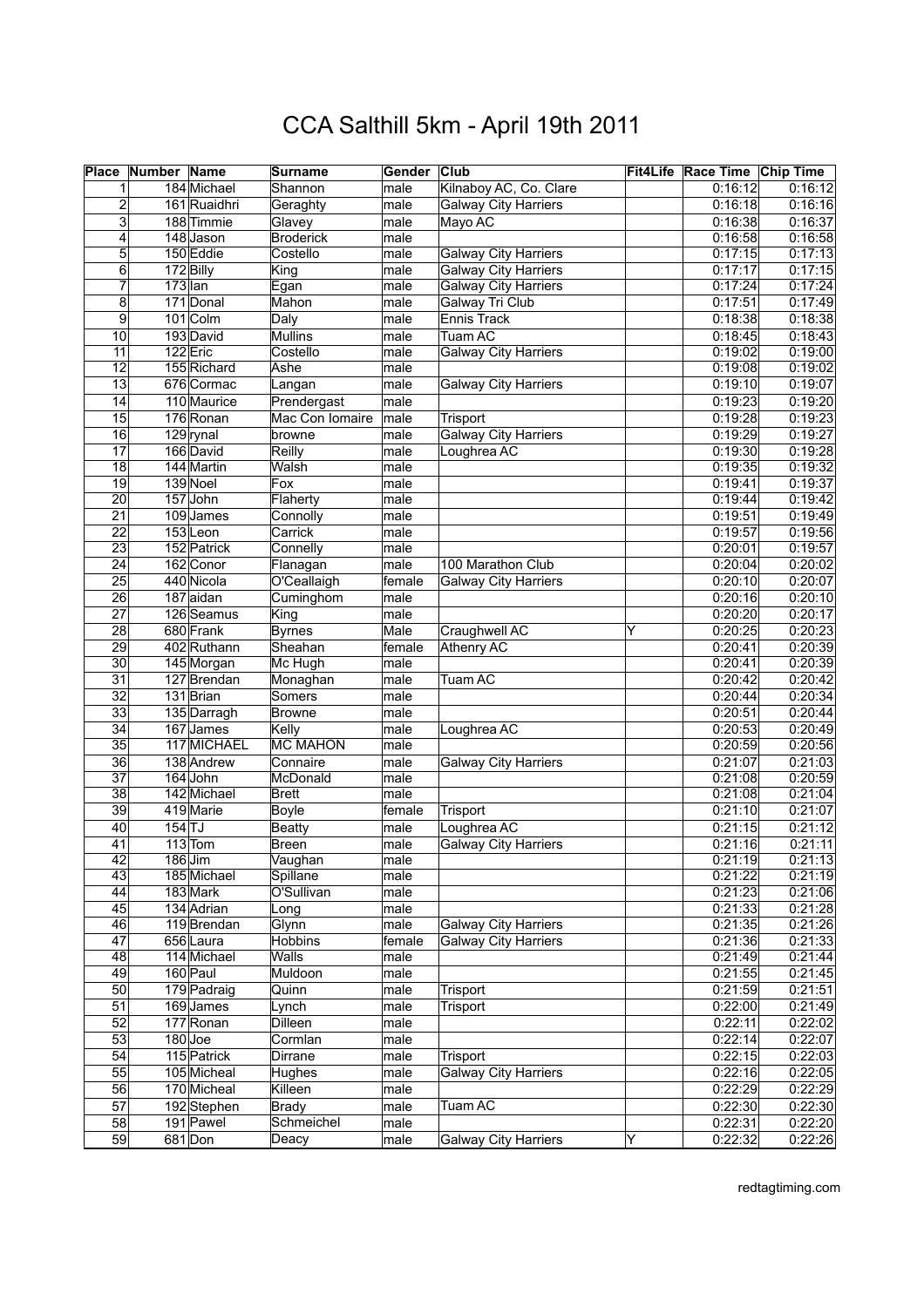# CCA Salthill 5km - April 19th 2011

| Place | Number | Name | Surname | Gender | Club | Fit4Life | Race Time | Chip Time |
|---|---|---|---|---|---|---|---|---|
| 1 | 184 | Michael | Shannon | male | Kilnaboy AC, Co. Clare | | 0:16:12 | 0:16:12 |
| 2 | 161 | Ruaidhri | Geraghty | male | Galway City Harriers | | 0:16:18 | 0:16:16 |
| 3 | 188 | Timmie | Glavey | male | Mayo AC | | 0:16:38 | 0:16:37 |
| 4 | 148 | Jason | Broderick | male | | | 0:16:58 | 0:16:58 |
| 5 | 150 | Eddie | Costello | male | Galway City Harriers | | 0:17:15 | 0:17:13 |
| 6 | 172 | Billy | King | male | Galway City Harriers | | 0:17:17 | 0:17:15 |
| 7 | 173 | Ian | Egan | male | Galway City Harriers | | 0:17:24 | 0:17:24 |
| 8 | 171 | Donal | Mahon | male | Galway Tri Club | | 0:17:51 | 0:17:49 |
| 9 | 101 | Colm | Daly | male | Ennis Track | | 0:18:38 | 0:18:38 |
| 10 | 193 | David | Mullins | male | Tuam AC | | 0:18:45 | 0:18:43 |
| 11 | 122 | Eric | Costello | male | Galway City Harriers | | 0:19:02 | 0:19:00 |
| 12 | 155 | Richard | Ashe | male | | | 0:19:08 | 0:19:02 |
| 13 | 676 | Cormac | Langan | male | Galway City Harriers | | 0:19:10 | 0:19:07 |
| 14 | 110 | Maurice | Prendergast | male | | | 0:19:23 | 0:19:20 |
| 15 | 176 | Ronan | Mac Con Iomaire | male | Trisport | | 0:19:28 | 0:19:23 |
| 16 | 129 | rynal | browne | male | Galway City Harriers | | 0:19:29 | 0:19:27 |
| 17 | 166 | David | Reilly | male | Loughrea AC | | 0:19:30 | 0:19:28 |
| 18 | 144 | Martin | Walsh | male | | | 0:19:35 | 0:19:32 |
| 19 | 139 | Noel | Fox | male | | | 0:19:41 | 0:19:37 |
| 20 | 157 | John | Flaherty | male | | | 0:19:44 | 0:19:42 |
| 21 | 109 | James | Connolly | male | | | 0:19:51 | 0:19:49 |
| 22 | 153 | Leon | Carrick | male | | | 0:19:57 | 0:19:56 |
| 23 | 152 | Patrick | Connelly | male | | | 0:20:01 | 0:19:57 |
| 24 | 162 | Conor | Flanagan | male | 100 Marathon Club | | 0:20:04 | 0:20:02 |
| 25 | 440 | Nicola | O'Ceallaigh | female | Galway City Harriers | | 0:20:10 | 0:20:07 |
| 26 | 187 | aidan | Cuminghom | male | | | 0:20:16 | 0:20:10 |
| 27 | 126 | Seamus | King | male | | | 0:20:20 | 0:20:17 |
| 28 | 680 | Frank | Byrnes | Male | Craughwell AC | Y | 0:20:25 | 0:20:23 |
| 29 | 402 | Ruthann | Sheahan | female | Athenry AC | | 0:20:41 | 0:20:39 |
| 30 | 145 | Morgan | Mc Hugh | male | | | 0:20:41 | 0:20:39 |
| 31 | 127 | Brendan | Monaghan | male | Tuam AC | | 0:20:42 | 0:20:42 |
| 32 | 131 | Brian | Somers | male | | | 0:20:44 | 0:20:34 |
| 33 | 135 | Darragh | Browne | male | | | 0:20:51 | 0:20:44 |
| 34 | 167 | James | Kelly | male | Loughrea AC | | 0:20:53 | 0:20:49 |
| 35 | 117 | MICHAEL | MC MAHON | male | | | 0:20:59 | 0:20:56 |
| 36 | 138 | Andrew | Connaire | male | Galway City Harriers | | 0:21:07 | 0:21:03 |
| 37 | 164 | John | McDonald | male | | | 0:21:08 | 0:20:59 |
| 38 | 142 | Michael | Brett | male | | | 0:21:08 | 0:21:04 |
| 39 | 419 | Marie | Boyle | female | Trisport | | 0:21:10 | 0:21:07 |
| 40 | 154 | TJ | Beatty | male | Loughrea AC | | 0:21:15 | 0:21:12 |
| 41 | 113 | Tom | Breen | male | Galway City Harriers | | 0:21:16 | 0:21:11 |
| 42 | 186 | Jim | Vaughan | male | | | 0:21:19 | 0:21:13 |
| 43 | 185 | Michael | Spillane | male | | | 0:21:22 | 0:21:19 |
| 44 | 183 | Mark | O'Sullivan | male | | | 0:21:23 | 0:21:06 |
| 45 | 134 | Adrian | Long | male | | | 0:21:33 | 0:21:28 |
| 46 | 119 | Brendan | Glynn | male | Galway City Harriers | | 0:21:35 | 0:21:26 |
| 47 | 656 | Laura | Hobbins | female | Galway City Harriers | | 0:21:36 | 0:21:33 |
| 48 | 114 | Michael | Walls | male | | | 0:21:49 | 0:21:44 |
| 49 | 160 | Paul | Muldoon | male | | | 0:21:55 | 0:21:45 |
| 50 | 179 | Padraig | Quinn | male | Trisport | | 0:21:59 | 0:21:51 |
| 51 | 169 | James | Lynch | male | Trisport | | 0:22:00 | 0:21:49 |
| 52 | 177 | Ronan | Dilleen | male | | | 0:22:11 | 0:22:02 |
| 53 | 180 | Joe | Cormlan | male | | | 0:22:14 | 0:22:07 |
| 54 | 115 | Patrick | Dirrane | male | Trisport | | 0:22:15 | 0:22:03 |
| 55 | 105 | Micheal | Hughes | male | Galway City Harriers | | 0:22:16 | 0:22:05 |
| 56 | 170 | Micheal | Killeen | male | | | 0:22:29 | 0:22:29 |
| 57 | 192 | Stephen | Brady | male | Tuam AC | | 0:22:30 | 0:22:30 |
| 58 | 191 | Pawel | Schmeichel | male | | | 0:22:31 | 0:22:20 |
| 59 | 681 | Don | Deacy | male | Galway City Harriers | Y | 0:22:32 | 0:22:26 |

redtagtiming.com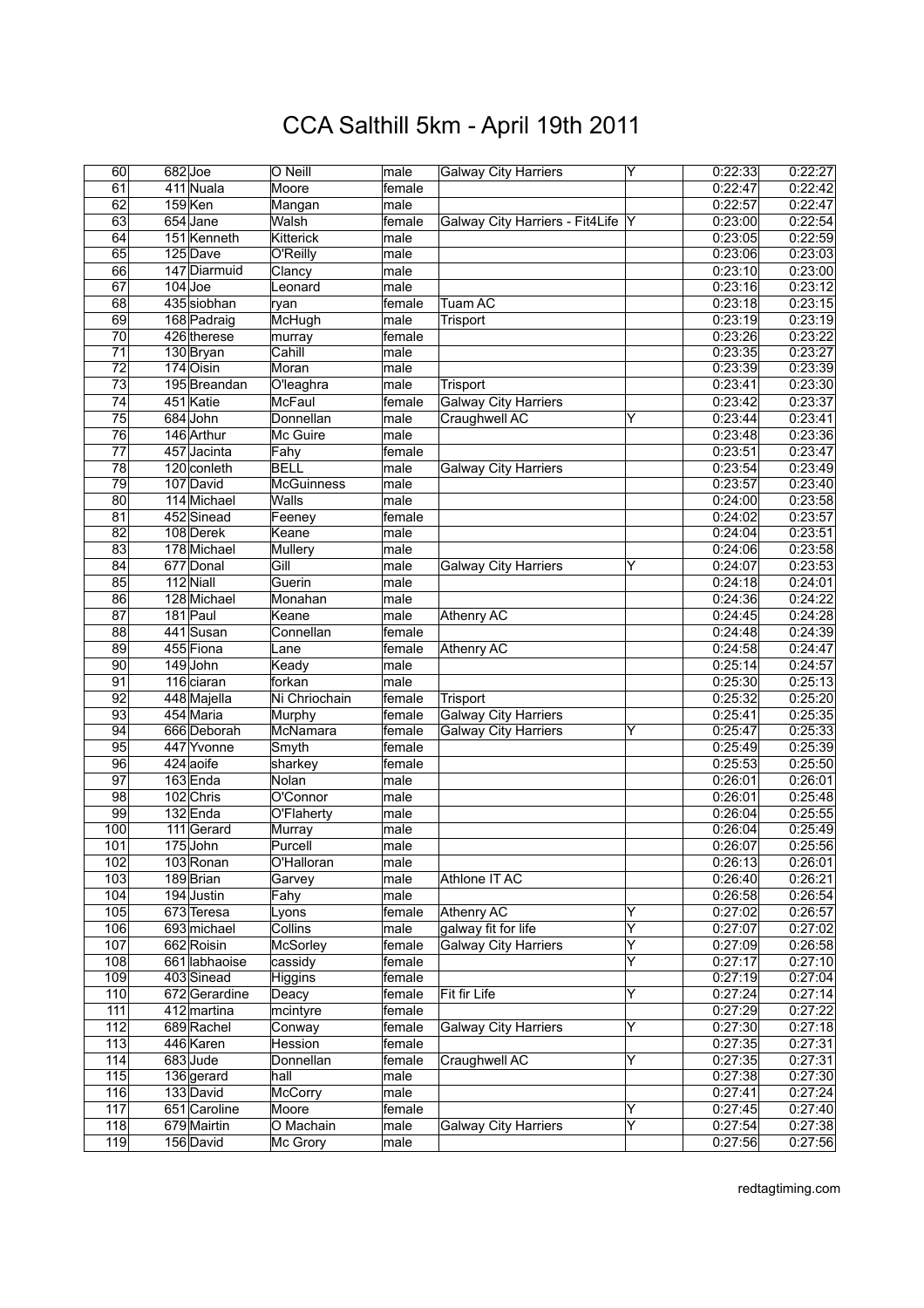# CCA Salthill 5km - April 19th 2011

| | | | | | | | | |
|---|---|---|---|---|---|---|---|---|
| 60 | 682 | Joe | O Neill | male | Galway City Harriers | Y | 0:22:33 | 0:22:27 |
| 61 | 411 | Nuala | Moore | female | | | 0:22:47 | 0:22:42 |
| 62 | 159 | Ken | Mangan | male | | | 0:22:57 | 0:22:47 |
| 63 | 654 | Jane | Walsh | female | Galway City Harriers - Fit4Life | Y | 0:23:00 | 0:22:54 |
| 64 | 151 | Kenneth | Kitterick | male | | | 0:23:05 | 0:22:59 |
| 65 | 125 | Dave | O'Reilly | male | | | 0:23:06 | 0:23:03 |
| 66 | 147 | Diarmuid | Clancy | male | | | 0:23:10 | 0:23:00 |
| 67 | 104 | Joe | Leonard | male | | | 0:23:16 | 0:23:12 |
| 68 | 435 | siobhan | ryan | female | Tuam AC | | 0:23:18 | 0:23:15 |
| 69 | 168 | Padraig | McHugh | male | Trisport | | 0:23:19 | 0:23:19 |
| 70 | 426 | therese | murray | female | | | 0:23:26 | 0:23:22 |
| 71 | 130 | Bryan | Cahill | male | | | 0:23:35 | 0:23:27 |
| 72 | 174 | Oisin | Moran | male | | | 0:23:39 | 0:23:39 |
| 73 | 195 | Breandan | O'leaghra | male | Trisport | | 0:23:41 | 0:23:30 |
| 74 | 451 | Katie | McFaul | female | Galway City Harriers | | 0:23:42 | 0:23:37 |
| 75 | 684 | John | Donnellan | male | Craughwell AC | Y | 0:23:44 | 0:23:41 |
| 76 | 146 | Arthur | Mc Guire | male | | | 0:23:48 | 0:23:36 |
| 77 | 457 | Jacinta | Fahy | female | | | 0:23:51 | 0:23:47 |
| 78 | 120 | conleth | BELL | male | Galway City Harriers | | 0:23:54 | 0:23:49 |
| 79 | 107 | David | McGuinness | male | | | 0:23:57 | 0:23:40 |
| 80 | 114 | Michael | Walls | male | | | 0:24:00 | 0:23:58 |
| 81 | 452 | Sinead | Feeney | female | | | 0:24:02 | 0:23:57 |
| 82 | 108 | Derek | Keane | male | | | 0:24:04 | 0:23:51 |
| 83 | 178 | Michael | Mullery | male | | | 0:24:06 | 0:23:58 |
| 84 | 677 | Donal | Gill | male | Galway City Harriers | Y | 0:24:07 | 0:23:53 |
| 85 | 112 | Niall | Guerin | male | | | 0:24:18 | 0:24:01 |
| 86 | 128 | Michael | Monahan | male | | | 0:24:36 | 0:24:22 |
| 87 | 181 | Paul | Keane | male | Athenry AC | | 0:24:45 | 0:24:28 |
| 88 | 441 | Susan | Connellan | female | | | 0:24:48 | 0:24:39 |
| 89 | 455 | Fiona | Lane | female | Athenry AC | | 0:24:58 | 0:24:47 |
| 90 | 149 | John | Keady | male | | | 0:25:14 | 0:24:57 |
| 91 | 116 | ciaran | forkan | male | | | 0:25:30 | 0:25:13 |
| 92 | 448 | Majella | Ni Chriochain | female | Trisport | | 0:25:32 | 0:25:20 |
| 93 | 454 | Maria | Murphy | female | Galway City Harriers | | 0:25:41 | 0:25:35 |
| 94 | 666 | Deborah | McNamara | female | Galway City Harriers | Y | 0:25:47 | 0:25:33 |
| 95 | 447 | Yvonne | Smyth | female | | | 0:25:49 | 0:25:39 |
| 96 | 424 | aoife | sharkey | female | | | 0:25:53 | 0:25:50 |
| 97 | 163 | Enda | Nolan | male | | | 0:26:01 | 0:26:01 |
| 98 | 102 | Chris | O'Connor | male | | | 0:26:01 | 0:25:48 |
| 99 | 132 | Enda | O'Flaherty | male | | | 0:26:04 | 0:25:55 |
| 100 | 111 | Gerard | Murray | male | | | 0:26:04 | 0:25:49 |
| 101 | 175 | John | Purcell | male | | | 0:26:07 | 0:25:56 |
| 102 | 103 | Ronan | O'Halloran | male | | | 0:26:13 | 0:26:01 |
| 103 | 189 | Brian | Garvey | male | Athlone IT AC | | 0:26:40 | 0:26:21 |
| 104 | 194 | Justin | Fahy | male | | | 0:26:58 | 0:26:54 |
| 105 | 673 | Teresa | Lyons | female | Athenry AC | Y | 0:27:02 | 0:26:57 |
| 106 | 693 | michael | Collins | male | galway fit for life | Y | 0:27:07 | 0:27:02 |
| 107 | 662 | Roisin | McSorley | female | Galway City Harriers | Y | 0:27:09 | 0:26:58 |
| 108 | 661 | labhaoise | cassidy | female | | Y | 0:27:17 | 0:27:10 |
| 109 | 403 | Sinead | Higgins | female | | | 0:27:19 | 0:27:04 |
| 110 | 672 | Gerardine | Deacy | female | Fit fir Life | Y | 0:27:24 | 0:27:14 |
| 111 | 412 | martina | mcintyre | female | | | 0:27:29 | 0:27:22 |
| 112 | 689 | Rachel | Conway | female | Galway City Harriers | Y | 0:27:30 | 0:27:18 |
| 113 | 446 | Karen | Hession | female | | | 0:27:35 | 0:27:31 |
| 114 | 683 | Jude | Donnellan | female | Craughwell AC | Y | 0:27:35 | 0:27:31 |
| 115 | 136 | gerard | hall | male | | | 0:27:38 | 0:27:30 |
| 116 | 133 | David | McCorry | male | | | 0:27:41 | 0:27:24 |
| 117 | 651 | Caroline | Moore | female | | Y | 0:27:45 | 0:27:40 |
| 118 | 679 | Mairtin | O Machain | male | Galway City Harriers | Y | 0:27:54 | 0:27:38 |
| 119 | 156 | David | Mc Grory | male | | | 0:27:56 | 0:27:56 |

redtagtiming.com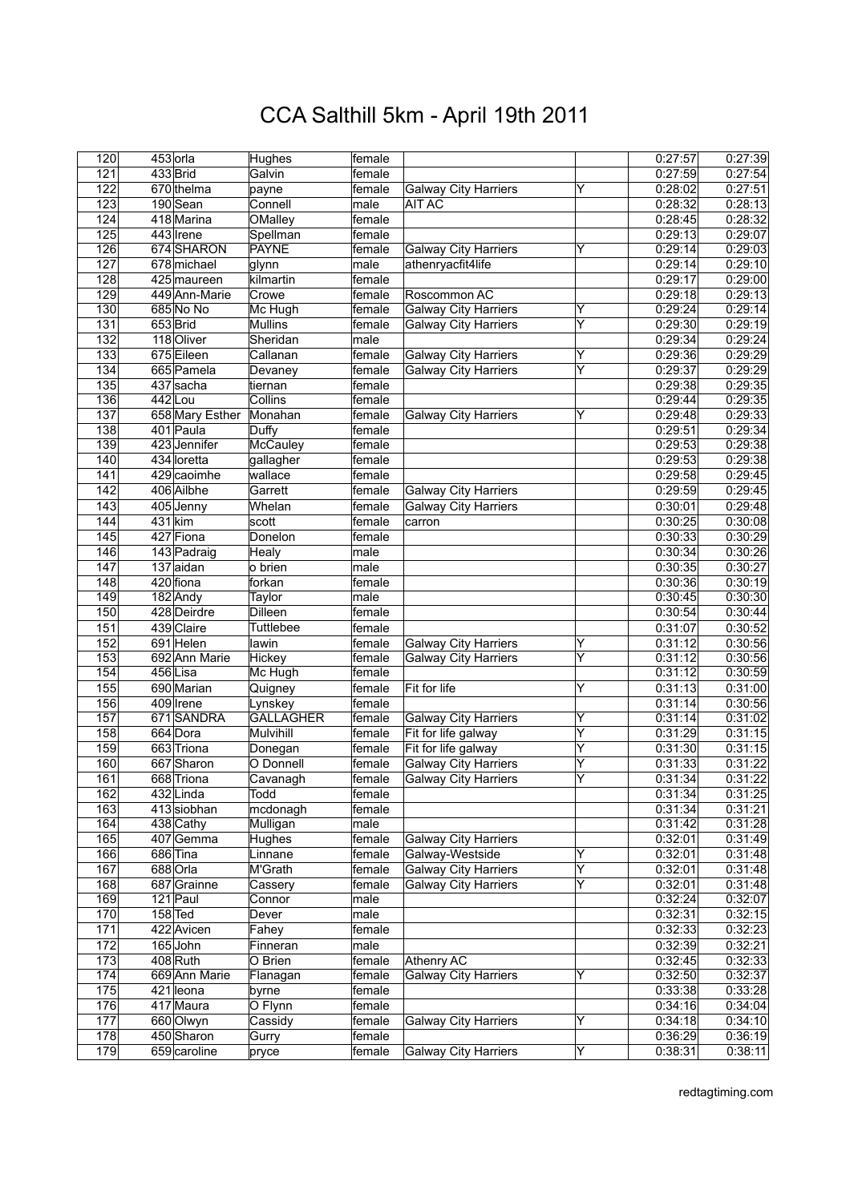# CCA Salthill 5km - April 19th 2011

| | | | | | | | | |
|---|---|---|---|---|---|---|---|---|
| 120 | 453 | orla | Hughes | female | | | 0:27:57 | 0:27:39 |
| 121 | 433 | Brid | Galvin | female | | | 0:27:59 | 0:27:54 |
| 122 | 670 | thelma | payne | female | Galway City Harriers | Y | 0:28:02 | 0:27:51 |
| 123 | 190 | Sean | Connell | male | AIT AC | | 0:28:32 | 0:28:13 |
| 124 | 418 | Marina | OMalley | female | | | 0:28:45 | 0:28:32 |
| 125 | 443 | Irene | Spellman | female | | | 0:29:13 | 0:29:07 |
| 126 | 674 | SHARON | PAYNE | female | Galway City Harriers | Y | 0:29:14 | 0:29:03 |
| 127 | 678 | michael | glynn | male | athenryacfit4life | | 0:29:14 | 0:29:10 |
| 128 | 425 | maureen | kilmartin | female | | | 0:29:17 | 0:29:00 |
| 129 | 449 | Ann-Marie | Crowe | female | Roscommon AC | | 0:29:18 | 0:29:13 |
| 130 | 685 | No No | Mc Hugh | female | Galway City Harriers | Y | 0:29:24 | 0:29:14 |
| 131 | 653 | Brid | Mullins | female | Galway City Harriers | Y | 0:29:30 | 0:29:19 |
| 132 | 118 | Oliver | Sheridan | male | | | 0:29:34 | 0:29:24 |
| 133 | 675 | Eileen | Callanan | female | Galway City Harriers | Y | 0:29:36 | 0:29:29 |
| 134 | 665 | Pamela | Devaney | female | Galway City Harriers | Y | 0:29:37 | 0:29:29 |
| 135 | 437 | sacha | tiernan | female | | | 0:29:38 | 0:29:35 |
| 136 | 442 | Lou | Collins | female | | | 0:29:44 | 0:29:35 |
| 137 | 658 | Mary Esther | Monahan | female | Galway City Harriers | Y | 0:29:48 | 0:29:33 |
| 138 | 401 | Paula | Duffy | female | | | 0:29:51 | 0:29:34 |
| 139 | 423 | Jennifer | McCauley | female | | | 0:29:53 | 0:29:38 |
| 140 | 434 | loretta | gallagher | female | | | 0:29:53 | 0:29:38 |
| 141 | 429 | caoimhe | wallace | female | | | 0:29:58 | 0:29:45 |
| 142 | 406 | Ailbhe | Garrett | female | Galway City Harriers | | 0:29:59 | 0:29:45 |
| 143 | 405 | Jenny | Whelan | female | Galway City Harriers | | 0:30:01 | 0:29:48 |
| 144 | 431 | kim | scott | female | carron | | 0:30:25 | 0:30:08 |
| 145 | 427 | Fiona | Donelon | female | | | 0:30:33 | 0:30:29 |
| 146 | 143 | Padraig | Healy | male | | | 0:30:34 | 0:30:26 |
| 147 | 137 | aidan | o brien | male | | | 0:30:35 | 0:30:27 |
| 148 | 420 | fiona | forkan | female | | | 0:30:36 | 0:30:19 |
| 149 | 182 | Andy | Taylor | male | | | 0:30:45 | 0:30:30 |
| 150 | 428 | Deirdre | Dilleen | female | | | 0:30:54 | 0:30:44 |
| 151 | 439 | Claire | Tuttlebee | female | | | 0:31:07 | 0:30:52 |
| 152 | 691 | Helen | lawin | female | Galway City Harriers | Y | 0:31:12 | 0:30:56 |
| 153 | 692 | Ann Marie | Hickey | female | Galway City Harriers | Y | 0:31:12 | 0:30:56 |
| 154 | 456 | Lisa | Mc Hugh | female | | | 0:31:12 | 0:30:59 |
| 155 | 690 | Marian | Quigney | female | Fit for life | Y | 0:31:13 | 0:31:00 |
| 156 | 409 | Irene | Lynskey | female | | | 0:31:14 | 0:30:56 |
| 157 | 671 | SANDRA | GALLAGHER | female | Galway City Harriers | Y | 0:31:14 | 0:31:02 |
| 158 | 664 | Dora | Mulvihill | female | Fit for life galway | Y | 0:31:29 | 0:31:15 |
| 159 | 663 | Triona | Donegan | female | Fit for life galway | Y | 0:31:30 | 0:31:15 |
| 160 | 667 | Sharon | O Donnell | female | Galway City Harriers | Y | 0:31:33 | 0:31:22 |
| 161 | 668 | Triona | Cavanagh | female | Galway City Harriers | Y | 0:31:34 | 0:31:22 |
| 162 | 432 | Linda | Todd | female | | | 0:31:34 | 0:31:25 |
| 163 | 413 | siobhan | mcdonagh | female | | | 0:31:34 | 0:31:21 |
| 164 | 438 | Cathy | Mulligan | male | | | 0:31:42 | 0:31:28 |
| 165 | 407 | Gemma | Hughes | female | Galway City Harriers | | 0:32:01 | 0:31:49 |
| 166 | 686 | Tina | Linnane | female | Galway-Westside | Y | 0:32:01 | 0:31:48 |
| 167 | 688 | Orla | M'Grath | female | Galway City Harriers | Y | 0:32:01 | 0:31:48 |
| 168 | 687 | Grainne | Cassery | female | Galway City Harriers | Y | 0:32:01 | 0:31:48 |
| 169 | 121 | Paul | Connor | male | | | 0:32:24 | 0:32:07 |
| 170 | 158 | Ted | Dever | male | | | 0:32:31 | 0:32:15 |
| 171 | 422 | Avicen | Fahey | female | | | 0:32:33 | 0:32:23 |
| 172 | 165 | John | Finneran | male | | | 0:32:39 | 0:32:21 |
| 173 | 408 | Ruth | O Brien | female | Athenry AC | | 0:32:45 | 0:32:33 |
| 174 | 669 | Ann Marie | Flanagan | female | Galway City Harriers | Y | 0:32:50 | 0:32:37 |
| 175 | 421 | leona | byrne | female | | | 0:33:38 | 0:33:28 |
| 176 | 417 | Maura | O Flynn | female | | | 0:34:16 | 0:34:04 |
| 177 | 660 | Olwyn | Cassidy | female | Galway City Harriers | Y | 0:34:18 | 0:34:10 |
| 178 | 450 | Sharon | Gurry | female | | | 0:36:29 | 0:36:19 |
| 179 | 659 | caroline | pryce | female | Galway City Harriers | Y | 0:38:31 | 0:38:11 |

redtagtiming.com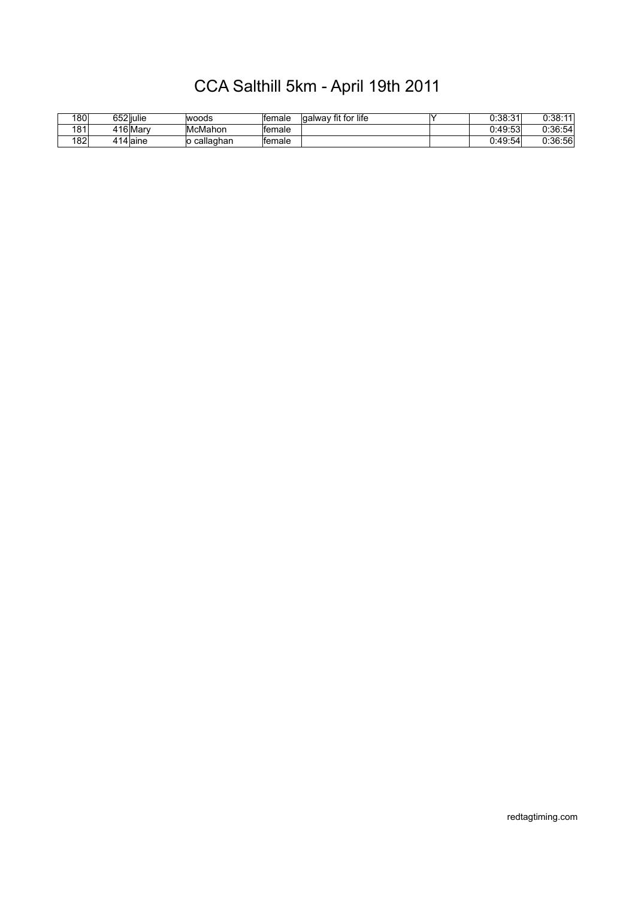# CCA Salthill 5km - April 19th 2011

| | | | | | | | | |
|---|---|---|---|---|---|---|---|---|
| 180 | 652 | julie | woods | female | galway fit for life | Y | 0:38:31 | 0:38:11 |
| 181 | 416 | Mary | McMahon | female | | | 0:49:53 | 0:36:54 |
| 182 | 414 | aine | o callaghan | female | | | 0:49:54 | 0:36:56 |

redtagtiming.com